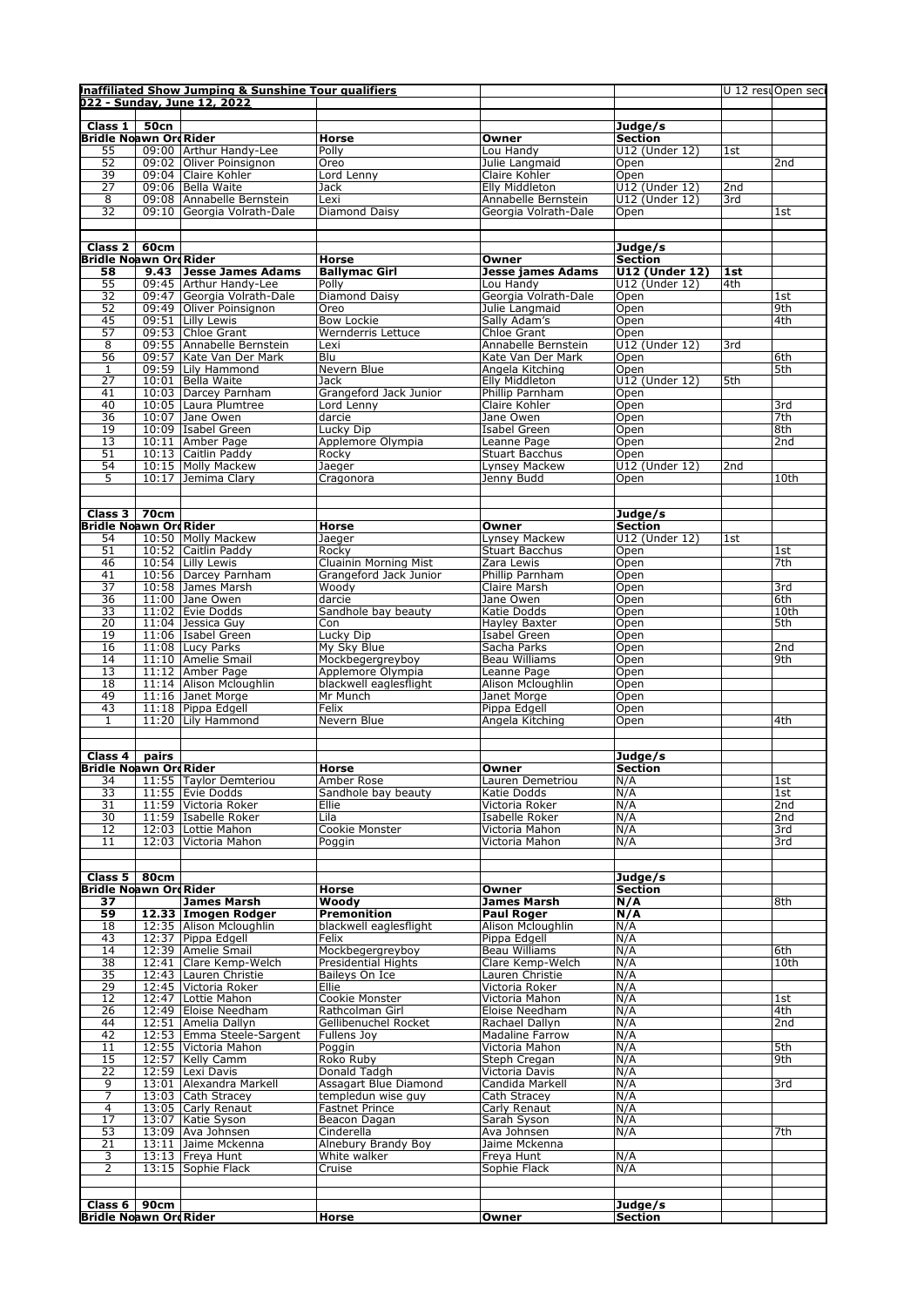**Unaffiliated Show Jumping & Sunshine Tour qualifiers** | U 12 resu | Open sect

**022 - Sunday, June 12, 2022**

| Class 1 | 50cn | | | | Judge/s | | |
|---|---|---|---|---|---|---|---|
| Bridle No | awn Ord | Rider | Horse | Owner | Section | | |
| 55 | 09:00 | Arthur Handy-Lee | Polly | Lou Handy | U12 (Under 12) | 1st | |
| 52 | 09:02 | Oliver Poinsignon | Oreo | Julie Langmaid | Open | | 2nd |
| 39 | 09:04 | Claire Kohler | Lord Lenny | Claire Kohler | Open | | |
| 27 | 09:06 | Bella Waite | Jack | Elly Middleton | U12 (Under 12) | 2nd | |
| 8 | 09:08 | Annabelle Bernstein | Lexi | Annabelle Bernstein | U12 (Under 12) | 3rd | |
| 32 | 09:10 | Georgia Volrath-Dale | Diamond Daisy | Georgia Volrath-Dale | Open | | 1st |

| Class 2 | 60cm | | | | Judge/s | | |
|---|---|---|---|---|---|---|---|
| Bridle No | awn Ord | Rider | Horse | Owner | Section | | |
| **58** | **9.43** | **Jesse James Adams** | **Ballymac Girl** | **Jesse james Adams** | **U12 (Under 12)** | **1st** | |
| 55 | 09:45 | Arthur Handy-Lee | Polly | Lou Handy | U12 (Under 12) | 4th | |
| 32 | 09:47 | Georgia Volrath-Dale | Diamond Daisy | Georgia Volrath-Dale | Open | | 1st |
| 52 | 09:49 | Oliver Poinsignon | Oreo | Julie Langmaid | Open | | 9th |
| 45 | 09:51 | Lilly Lewis | Bow Lockie | Sally Adam's | Open | | 4th |
| 57 | 09:53 | Chloe Grant | Wernderris Lettuce | Chloe Grant | Open | | |
| 8 | 09:55 | Annabelle Bernstein | Lexi | Annabelle Bernstein | U12 (Under 12) | 3rd | |
| 56 | 09:57 | Kate Van Der Mark | Blu | Kate Van Der Mark | Open | | 6th |
| 1 | 09:59 | Lily Hammond | Nevern Blue | Angela Kitching | Open | | 5th |
| 27 | 10:01 | Bella Waite | Jack | Elly Middleton | U12 (Under 12) | 5th | |
| 41 | 10:03 | Darcey Parnham | Grangeford Jack Junior | Phillip Parnham | Open | | |
| 40 | 10:05 | Laura Plumtree | Lord Lenny | Claire Kohler | Open | | 3rd |
| 36 | 10:07 | Jane Owen | darcie | Jane Owen | Open | | 7th |
| 19 | 10:09 | Isabel Green | Lucky Dip | Isabel Green | Open | | 8th |
| 13 | 10:11 | Amber Page | Applemore Olympia | Leanne Page | Open | | 2nd |
| 51 | 10:13 | Caitlin Paddy | Rocky | Stuart Bacchus | Open | | |
| 54 | 10:15 | Molly Mackew | Jaeger | Lynsey Mackew | U12 (Under 12) | 2nd | |
| 5 | 10:17 | Jemima Clary | Cragonora | Jenny Budd | Open | | 10th |

| Class 3 | 70cm | | | | Judge/s | | |
|---|---|---|---|---|---|---|---|
| Bridle No | awn Ord | Rider | Horse | Owner | Section | | |
| 54 | 10:50 | Molly Mackew | Jaeger | Lynsey Mackew | U12 (Under 12) | 1st | |
| 51 | 10:52 | Caitlin Paddy | Rocky | Stuart Bacchus | Open | | 1st |
| 46 | 10:54 | Lilly Lewis | Cluainin Morning Mist | Zara Lewis | Open | | 7th |
| 41 | 10:56 | Darcey Parnham | Grangeford Jack Junior | Phillip Parnham | Open | | |
| 37 | 10:58 | James Marsh | Woody | Claire Marsh | Open | | 3rd |
| 36 | 11:00 | Jane Owen | darcie | Jane Owen | Open | | 6th |
| 33 | 11:02 | Evie Dodds | Sandhole bay beauty | Katie Dodds | Open | | 10th |
| 20 | 11:04 | Jessica Guy | Con | Hayley Baxter | Open | | 5th |
| 19 | 11:06 | Isabel Green | Lucky Dip | Isabel Green | Open | | |
| 16 | 11:08 | Lucy Parks | My Sky Blue | Sacha Parks | Open | | 2nd |
| 14 | 11:10 | Amelie Smail | Mockbegergreyboy | Beau Williams | Open | | 9th |
| 13 | 11:12 | Amber Page | Applemore Olympia | Leanne Page | Open | | |
| 18 | 11:14 | Alison Mcloughlin | blackwell eaglesflight | Alison Mcloughlin | Open | | |
| 49 | 11:16 | Janet Morge | Mr Munch | Janet Morge | Open | | |
| 43 | 11:18 | Pippa Edgell | Felix | Pippa Edgell | Open | | |
| 1 | 11:20 | Lily Hammond | Nevern Blue | Angela Kitching | Open | | 4th |

| Class 4 | pairs | | | | Judge/s | | |
|---|---|---|---|---|---|---|---|
| Bridle No | awn Ord | Rider | Horse | Owner | Section | | |
| 34 | 11:55 | Taylor Demteriou | Amber Rose | Lauren Demetriou | N/A | | 1st |
| 33 | 11:55 | Evie Dodds | Sandhole bay beauty | Katie Dodds | N/A | | 1st |
| 31 | 11:59 | Victoria Roker | Ellie | Victoria Roker | N/A | | 2nd |
| 30 | 11:59 | Isabelle Roker | Lila | Isabelle Roker | N/A | | 2nd |
| 12 | 12:03 | Lottie Mahon | Cookie Monster | Victoria Mahon | N/A | | 3rd |
| 11 | 12:03 | Victoria Mahon | Poggin | Victoria Mahon | N/A | | 3rd |

| Class 5 | 80cm | | | | Judge/s | | |
|---|---|---|---|---|---|---|---|
| Bridle No | awn Ord | Rider | Horse | Owner | Section | | |
| **37** | | **James Marsh** | **Woody** | **James Marsh** | **N/A** | | 8th |
| **59** | **12.33** | **Imogen Rodger** | **Premonition** | **Paul Roger** | **N/A** | | |
| 18 | 12:35 | Alison Mcloughlin | blackwell eaglesflight | Alison Mcloughlin | N/A | | |
| 43 | 12:37 | Pippa Edgell | Felix | Pippa Edgell | N/A | | |
| 14 | 12:39 | Amelie Smail | Mockbegergreyboy | Beau Williams | N/A | | 6th |
| 38 | 12:41 | Clare Kemp-Welch | Presidential Hights | Clare Kemp-Welch | N/A | | 10th |
| 35 | 12:43 | Lauren Christie | Baileys On Ice | Lauren Christie | N/A | | |
| 29 | 12:45 | Victoria Roker | Ellie | Victoria Roker | N/A | | |
| 12 | 12:47 | Lottie Mahon | Cookie Monster | Victoria Mahon | N/A | | 1st |
| 26 | 12:49 | Eloise Needham | Rathcolman Girl | Eloise Needham | N/A | | 4th |
| 44 | 12:51 | Amelia Dallyn | Gellibenuchel Rocket | Rachael Dallyn | N/A | | 2nd |
| 42 | 12:53 | Emma Steele-Sargent | Fullens Joy | Madaline Farrow | N/A | | |
| 11 | 12:55 | Victoria Mahon | Poggin | Victoria Mahon | N/A | | 5th |
| 15 | 12:57 | Kelly Camm | Roko Ruby | Steph Cregan | N/A | | 9th |
| 22 | 12:59 | Lexi Davis | Donald Tadgh | Victoria Davis | N/A | | |
| 9 | 13:01 | Alexandra Markell | Assagart Blue Diamond | Candida Markell | N/A | | 3rd |
| 7 | 13:03 | Cath Stracey | templedun wise guy | Cath Stracey | N/A | | |
| 4 | 13:05 | Carly Renaut | Fastnet Prince | Carly Renaut | N/A | | |
| 17 | 13:07 | Katie Syson | Beacon Dagan | Sarah Syson | N/A | | |
| 53 | 13:09 | Ava Johnsen | Cinderella | Ava Johnsen | N/A | | 7th |
| 21 | 13:11 | Jaime Mckenna | Alnebury Brandy Boy | Jaime Mckenna | | | |
| 3 | 13:13 | Freya Hunt | White walker | Freya Hunt | N/A | | |
| 2 | 13:15 | Sophie Flack | Cruise | Sophie Flack | N/A | | |

| Class 6 | 90cm | | | | Judge/s | | |
|---|---|---|---|---|---|---|---|
| Bridle No | awn Ord | Rider | Horse | Owner | Section | | |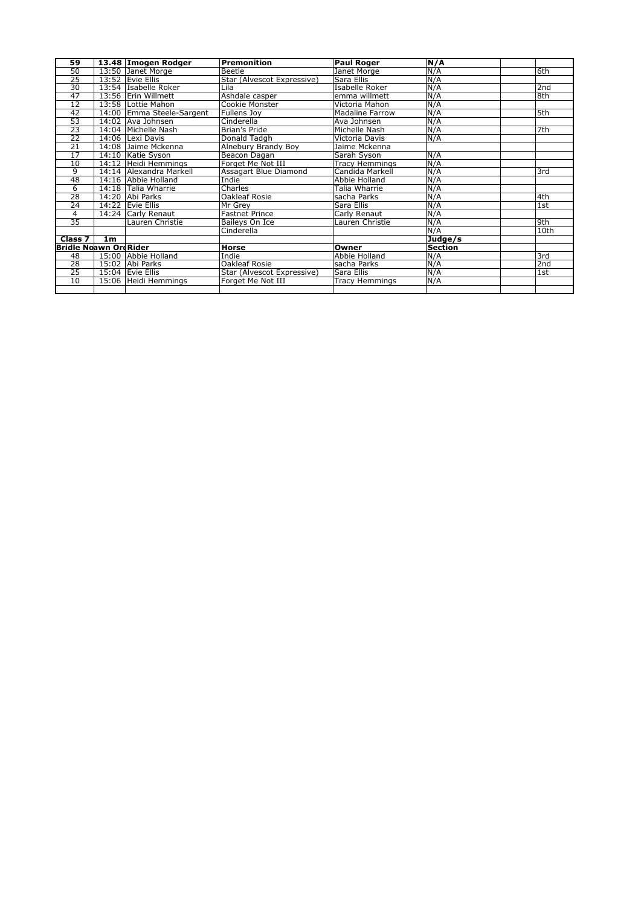| | | | | | | | |
|---|---|---|---|---|---|---|---|
| **59** | **13.48** | **Imogen Rodger** | **Premonition** | **Paul Roger** | **N/A** | | |
| 50 | 13:50 | Janet Morge | Beetle | Janet Morge | N/A | | 6th |
| 25 | 13:52 | Evie Ellis | Star (Alvescot Expressive) | Sara Ellis | N/A | | |
| 30 | 13:54 | Isabelle Roker | Lila | Isabelle Roker | N/A | | 2nd |
| 47 | 13:56 | Erin Willmett | Ashdale casper | emma willmett | N/A | | 8th |
| 12 | 13:58 | Lottie Mahon | Cookie Monster | Victoria Mahon | N/A | | |
| 42 | 14:00 | Emma Steele-Sargent | Fullens Joy | Madaline Farrow | N/A | | 5th |
| 53 | 14:02 | Ava Johnsen | Cinderella | Ava Johnsen | N/A | | |
| 23 | 14:04 | Michelle Nash | Brian's Pride | Michelle Nash | N/A | | 7th |
| 22 | 14:06 | Lexi Davis | Donald Tadgh | Victoria Davis | N/A | | |
| 21 | 14:08 | Jaime Mckenna | Alnebury Brandy Boy | Jaime Mckenna | | | |
| 17 | 14:10 | Katie Syson | Beacon Dagan | Sarah Syson | N/A | | |
| 10 | 14:12 | Heidi Hemmings | Forget Me Not III | Tracy Hemmings | N/A | | |
| 9 | 14:14 | Alexandra Markell | Assagart Blue Diamond | Candida Markell | N/A | | 3rd |
| 48 | 14:16 | Abbie Holland | Indie | Abbie Holland | N/A | | |
| 6 | 14:18 | Talia Wharrie | Charles | Talia Wharrie | N/A | | |
| 28 | 14:20 | Abi Parks | Oakleaf Rosie | sacha Parks | N/A | | 4th |
| 24 | 14:22 | Evie Ellis | Mr Grey | Sara Ellis | N/A | | 1st |
| 4 | 14:24 | Carly Renaut | Fastnet Prince | Carly Renaut | N/A | | |
| 35 | | Lauren Christie | Baileys On Ice | Lauren Christie | N/A | | 9th |
| | | | Cinderella | | N/A | | 10th |
| **Class 7** | **1m** | | | | **Judge/s** | | |
| **Bridle No** | **awn Ord** | **Rider** | **Horse** | **Owner** | **Section** | | |
| 48 | 15:00 | Abbie Holland | Indie | Abbie Holland | N/A | | 3rd |
| 28 | 15:02 | Abi Parks | Oakleaf Rosie | sacha Parks | N/A | | 2nd |
| 25 | 15:04 | Evie Ellis | Star (Alvescot Expressive) | Sara Ellis | N/A | | 1st |
| 10 | 15:06 | Heidi Hemmings | Forget Me Not III | Tracy Hemmings | N/A | | |